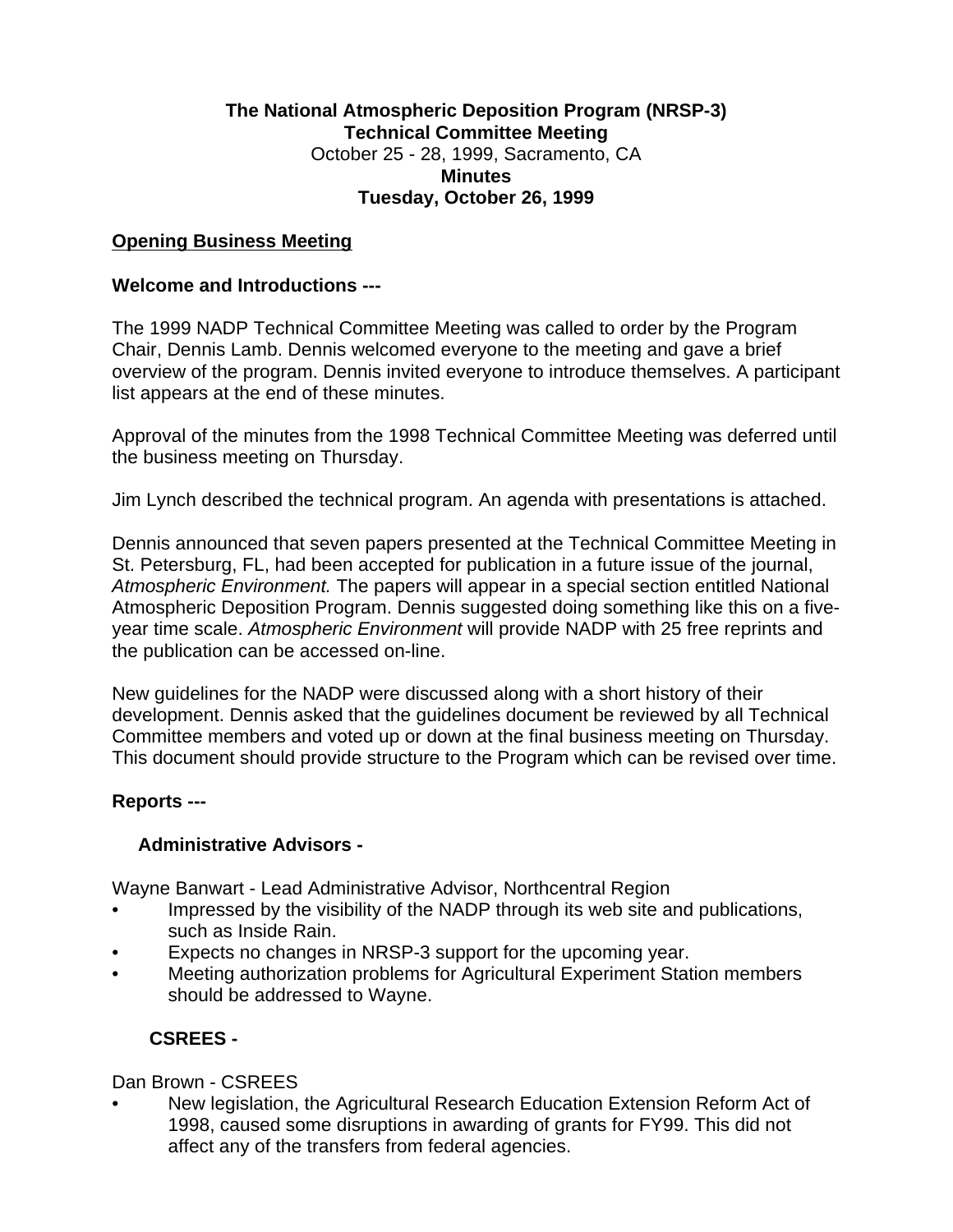# The National Atmospheric Deposition Program (NRSP-3)
## Technical Committee Meeting

October 25 - 28, 1999, Sacramento, CA

**Minutes**

**Tuesday, October 26, 1999**

## Opening Business Meeting

### Welcome and Introductions ---

The 1999 NADP Technical Committee Meeting was called to order by the Program Chair, Dennis Lamb. Dennis welcomed everyone to the meeting and gave a brief overview of the program. Dennis invited everyone to introduce themselves. A participant list appears at the end of these minutes.

Approval of the minutes from the 1998 Technical Committee Meeting was deferred until the business meeting on Thursday.

Jim Lynch described the technical program. An agenda with presentations is attached.

Dennis announced that seven papers presented at the Technical Committee Meeting in St. Petersburg, FL, had been accepted for publication in a future issue of the journal, *Atmospheric Environment.* The papers will appear in a special section entitled National Atmospheric Deposition Program. Dennis suggested doing something like this on a five-year time scale. *Atmospheric Environment* will provide NADP with 25 free reprints and the publication can be accessed on-line.

New guidelines for the NADP were discussed along with a short history of their development. Dennis asked that the guidelines document be reviewed by all Technical Committee members and voted up or down at the final business meeting on Thursday. This document should provide structure to the Program which can be revised over time.

### Reports ---

#### Administrative Advisors -

Wayne Banwart - Lead Administrative Advisor, Northcentral Region

- Impressed by the visibility of the NADP through its web site and publications, such as Inside Rain.
- Expects no changes in NRSP-3 support for the upcoming year.
- Meeting authorization problems for Agricultural Experiment Station members should be addressed to Wayne.

#### CSREES -

Dan Brown - CSREES

- New legislation, the Agricultural Research Education Extension Reform Act of 1998, caused some disruptions in awarding of grants for FY99. This did not affect any of the transfers from federal agencies.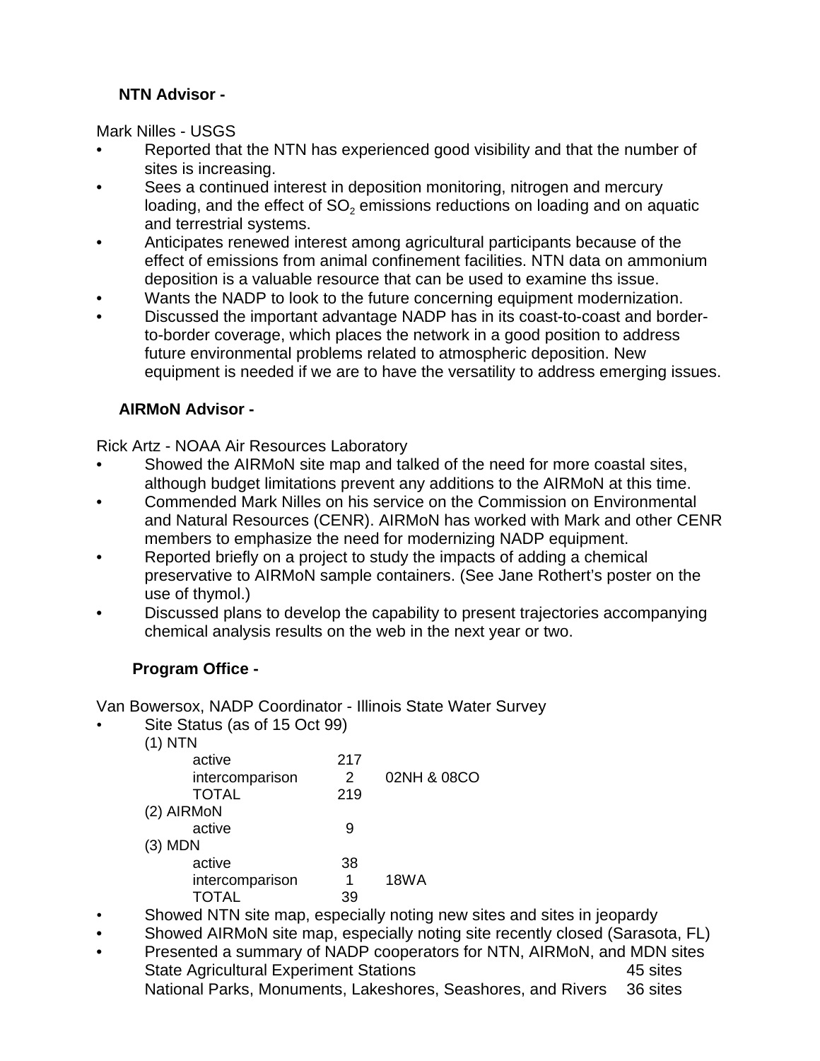**NTN Advisor -**

Mark Nilles - USGS

- Reported that the NTN has experienced good visibility and that the number of sites is increasing.
- Sees a continued interest in deposition monitoring, nitrogen and mercury loading, and the effect of $SO_2$ emissions reductions on loading and on aquatic and terrestrial systems.
- Anticipates renewed interest among agricultural participants because of the effect of emissions from animal confinement facilities. NTN data on ammonium deposition is a valuable resource that can be used to examine ths issue.
- Wants the NADP to look to the future concerning equipment modernization.
- Discussed the important advantage NADP has in its coast-to-coast and border-to-border coverage, which places the network in a good position to address future environmental problems related to atmospheric deposition. New equipment is needed if we are to have the versatility to address emerging issues.

**AIRMoN Advisor -**

Rick Artz - NOAA Air Resources Laboratory

- Showed the AIRMoN site map and talked of the need for more coastal sites, although budget limitations prevent any additions to the AIRMoN at this time.
- Commended Mark Nilles on his service on the Commission on Environmental and Natural Resources (CENR). AIRMoN has worked with Mark and other CENR members to emphasize the need for modernizing NADP equipment.
- Reported briefly on a project to study the impacts of adding a chemical preservative to AIRMoN sample containers. (See Jane Rothert's poster on the use of thymol.)
- Discussed plans to develop the capability to present trajectories accompanying chemical analysis results on the web in the next year or two.

**Program Office -**

Van Bowersox, NADP Coordinator - Illinois State Water Survey

- Site Status (as of 15 Oct 99)

| | | |
|---|---|---|
| (1) NTN | | |
| active | 217 | |
| intercomparison | 2 | 02NH & 08CO |
| TOTAL | 219 | |
| (2) AIRMoN | | |
| active | 9 | |
| (3) MDN | | |
| active | 38 | |
| intercomparison | 1 | 18WA |
| TOTAL | 39 | |

- Showed NTN site map, especially noting new sites and sites in jeopardy
- Showed AIRMoN site map, especially noting site recently closed (Sarasota, FL)
- Presented a summary of NADP cooperators for NTN, AIRMoN, and MDN sites

| | |
|---|---|
| State Agricultural Experiment Stations | 45 sites |
| National Parks, Monuments, Lakeshores, Seashores, and Rivers | 36 sites |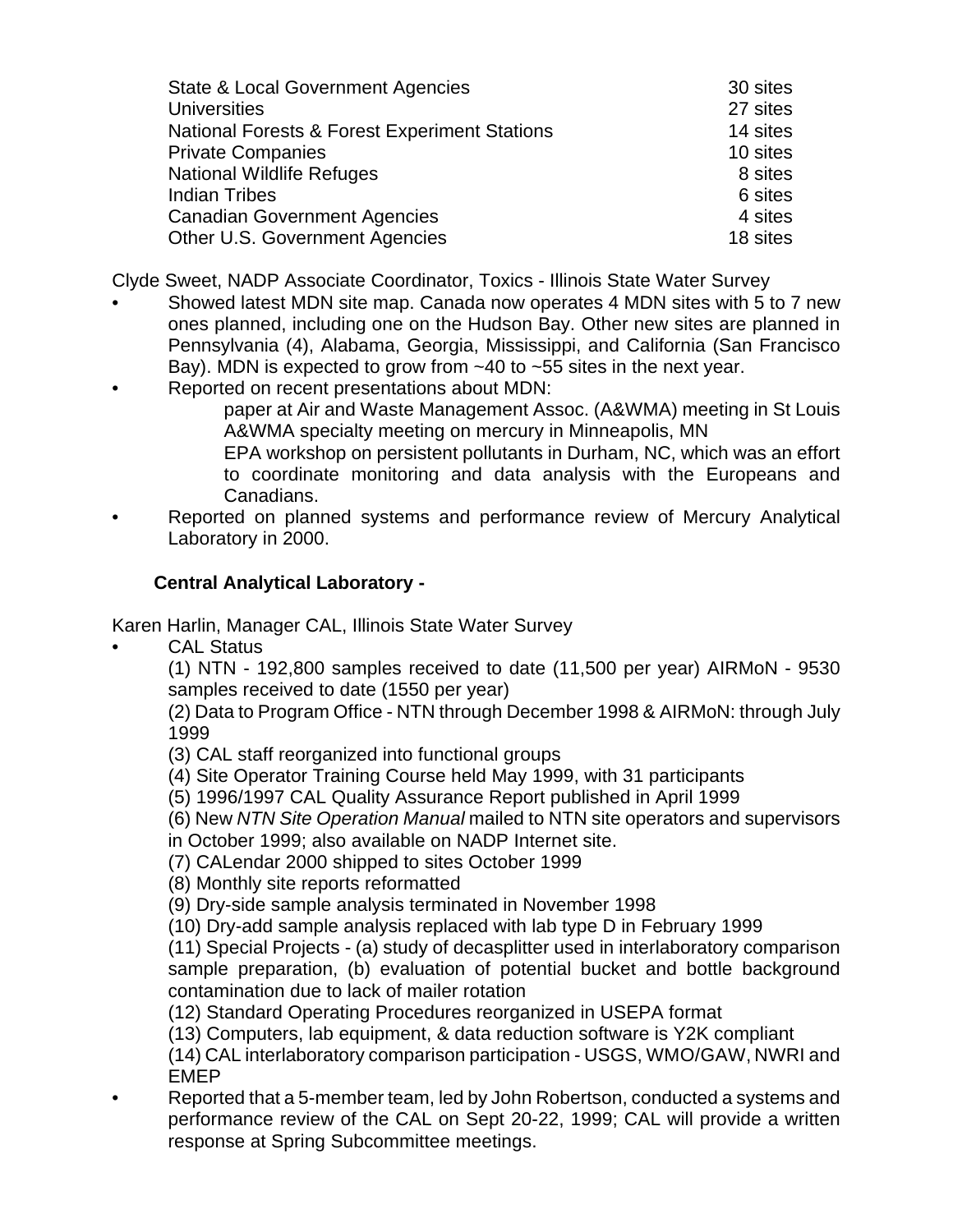| | |
|---|---|
| State & Local Government Agencies | 30 sites |
| Universities | 27 sites |
| National Forests & Forest Experiment Stations | 14 sites |
| Private Companies | 10 sites |
| National Wildlife Refuges | 8 sites |
| Indian Tribes | 6 sites |
| Canadian Government Agencies | 4 sites |
| Other U.S. Government Agencies | 18 sites |

Clyde Sweet, NADP Associate Coordinator, Toxics - Illinois State Water Survey

- Showed latest MDN site map. Canada now operates 4 MDN sites with 5 to 7 new ones planned, including one on the Hudson Bay. Other new sites are planned in Pennsylvania (4), Alabama, Georgia, Mississippi, and California (San Francisco Bay). MDN is expected to grow from ~40 to ~55 sites in the next year.
- Reported on recent presentations about MDN:
  - paper at Air and Waste Management Assoc. (A&WMA) meeting in St Louis
  - A&WMA specialty meeting on mercury in Minneapolis, MN
  - EPA workshop on persistent pollutants in Durham, NC, which was an effort to coordinate monitoring and data analysis with the Europeans and Canadians.
- Reported on planned systems and performance review of Mercury Analytical Laboratory in 2000.

### Central Analytical Laboratory -

Karen Harlin, Manager CAL, Illinois State Water Survey

- CAL Status

  (1) NTN - 192,800 samples received to date (11,500 per year) AIRMoN - 9530 samples received to date (1550 per year)

  (2) Data to Program Office - NTN through December 1998 & AIRMoN: through July 1999

  (3) CAL staff reorganized into functional groups

  (4) Site Operator Training Course held May 1999, with 31 participants

  (5) 1996/1997 CAL Quality Assurance Report published in April 1999

  (6) New *NTN Site Operation Manual* mailed to NTN site operators and supervisors in October 1999; also available on NADP Internet site.

  (7) CALendar 2000 shipped to sites October 1999

  (8) Monthly site reports reformatted

  (9) Dry-side sample analysis terminated in November 1998

  (10) Dry-add sample analysis replaced with lab type D in February 1999

  (11) Special Projects - (a) study of decasplitter used in interlaboratory comparison sample preparation, (b) evaluation of potential bucket and bottle background contamination due to lack of mailer rotation

  (12) Standard Operating Procedures reorganized in USEPA format

  (13) Computers, lab equipment, & data reduction software is Y2K compliant

  (14) CAL interlaboratory comparison participation - USGS, WMO/GAW, NWRI and EMEP
- Reported that a 5-member team, led by John Robertson, conducted a systems and performance review of the CAL on Sept 20-22, 1999; CAL will provide a written response at Spring Subcommittee meetings.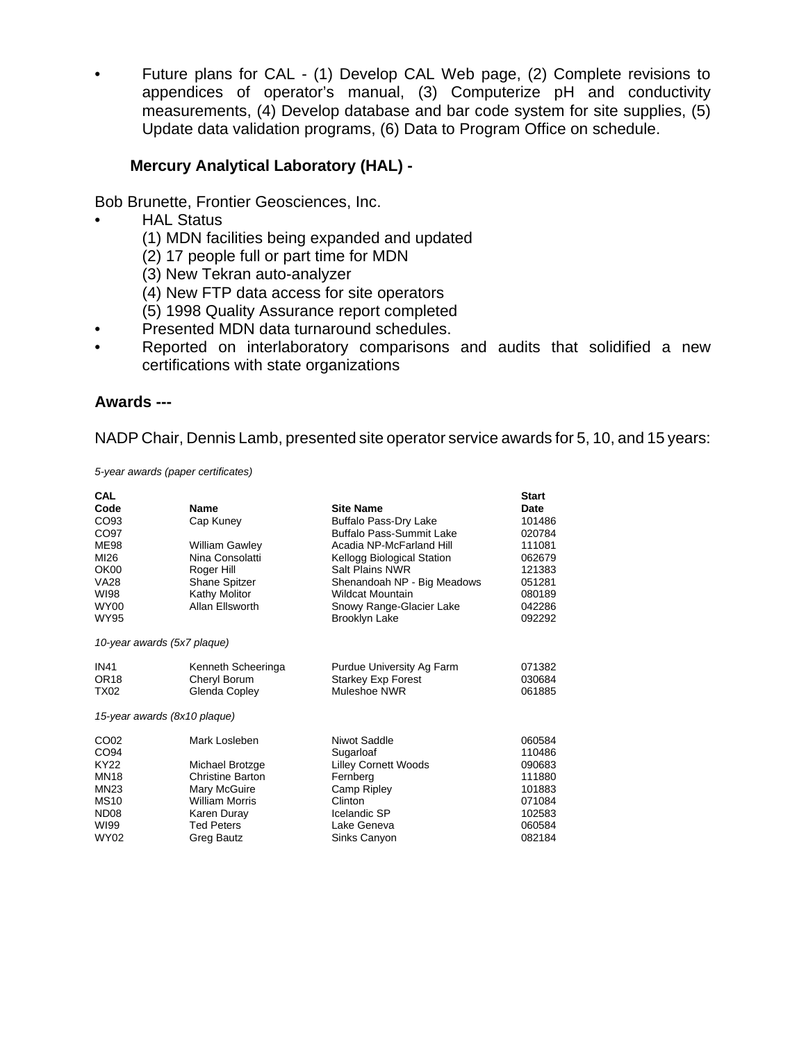- Future plans for CAL - (1) Develop CAL Web page, (2) Complete revisions to appendices of operator's manual, (3) Computerize pH and conductivity measurements, (4) Develop database and bar code system for site supplies, (5) Update data validation programs, (6) Data to Program Office on schedule.

### Mercury Analytical Laboratory (HAL) -

Bob Brunette, Frontier Geosciences, Inc.

- HAL Status
  - (1) MDN facilities being expanded and updated
  - (2) 17 people full or part time for MDN
  - (3) New Tekran auto-analyzer
  - (4) New FTP data access for site operators
  - (5) 1998 Quality Assurance report completed
- Presented MDN data turnaround schedules.
- Reported on interlaboratory comparisons and audits that solidified a new certifications with state organizations

## Awards ---

NADP Chair, Dennis Lamb, presented site operator service awards for 5, 10, and 15 years:

*5-year awards (paper certificates)*

| CAL Code | Name | Site Name | Start Date |
|---|---|---|---|
| CO93 | Cap Kuney | Buffalo Pass-Dry Lake | 101486 |
| CO97 | | Buffalo Pass-Summit Lake | 020784 |
| ME98 | William Gawley | Acadia NP-McFarland Hill | 111081 |
| MI26 | Nina Consolatti | Kellogg Biological Station | 062679 |
| OK00 | Roger Hill | Salt Plains NWR | 121383 |
| VA28 | Shane Spitzer | Shenandoah NP - Big Meadows | 051281 |
| WI98 | Kathy Molitor | Wildcat Mountain | 080189 |
| WY00 | Allan Ellsworth | Snowy Range-Glacier Lake | 042286 |
| WY95 | | Brooklyn Lake | 092292 |

*10-year awards (5x7 plaque)*

| CAL Code | Name | Site Name | Start Date |
|---|---|---|---|
| IN41 | Kenneth Scheeringa | Purdue University Ag Farm | 071382 |
| OR18 | Cheryl Borum | Starkey Exp Forest | 030684 |
| TX02 | Glenda Copley | Muleshoe NWR | 061885 |

*15-year awards (8x10 plaque)*

| CAL Code | Name | Site Name | Start Date |
|---|---|---|---|
| CO02 | Mark Losleben | Niwot Saddle | 060584 |
| CO94 | | Sugarloaf | 110486 |
| KY22 | Michael Brotzge | Lilley Cornett Woods | 090683 |
| MN18 | Christine Barton | Fernberg | 111880 |
| MN23 | Mary McGuire | Camp Ripley | 101883 |
| MS10 | William Morris | Clinton | 071084 |
| ND08 | Karen Duray | Icelandic SP | 102583 |
| WI99 | Ted Peters | Lake Geneva | 060584 |
| WY02 | Greg Bautz | Sinks Canyon | 082184 |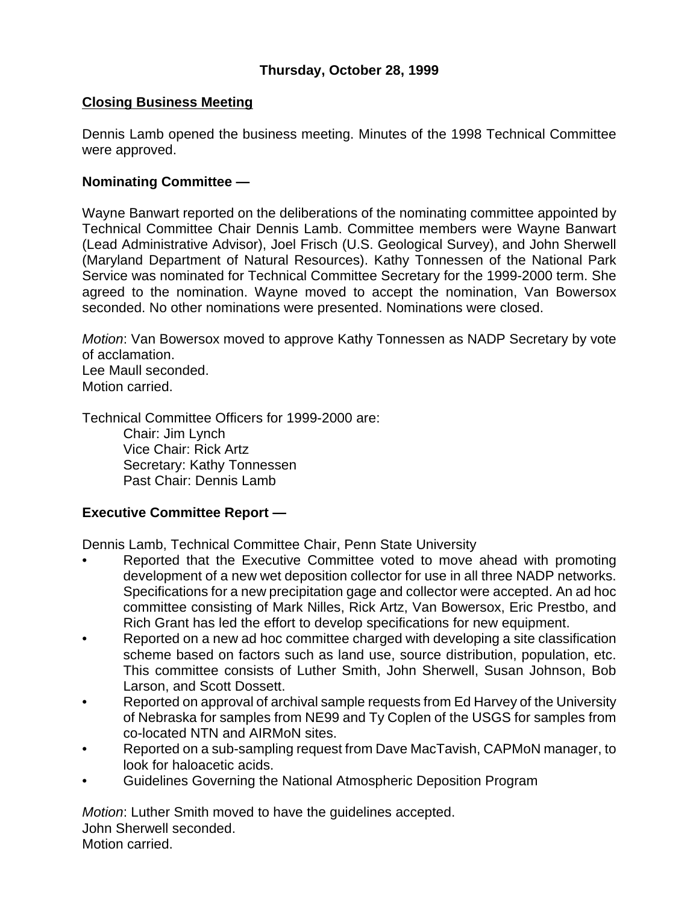**Thursday, October 28, 1999**

**Closing Business Meeting**

Dennis Lamb opened the business meeting. Minutes of the 1998 Technical Committee were approved.

**Nominating Committee —**

Wayne Banwart reported on the deliberations of the nominating committee appointed by Technical Committee Chair Dennis Lamb. Committee members were Wayne Banwart (Lead Administrative Advisor), Joel Frisch (U.S. Geological Survey), and John Sherwell (Maryland Department of Natural Resources). Kathy Tonnessen of the National Park Service was nominated for Technical Committee Secretary for the 1999-2000 term. She agreed to the nomination. Wayne moved to accept the nomination, Van Bowersox seconded. No other nominations were presented. Nominations were closed.

*Motion*: Van Bowersox moved to approve Kathy Tonnessen as NADP Secretary by vote of acclamation.
Lee Maull seconded.
Motion carried.

Technical Committee Officers for 1999-2000 are:

Chair: Jim Lynch
Vice Chair: Rick Artz
Secretary: Kathy Tonnessen
Past Chair: Dennis Lamb

**Executive Committee Report —**

Dennis Lamb, Technical Committee Chair, Penn State University

- Reported that the Executive Committee voted to move ahead with promoting development of a new wet deposition collector for use in all three NADP networks. Specifications for a new precipitation gage and collector were accepted. An ad hoc committee consisting of Mark Nilles, Rick Artz, Van Bowersox, Eric Prestbo, and Rich Grant has led the effort to develop specifications for new equipment.
- Reported on a new ad hoc committee charged with developing a site classification scheme based on factors such as land use, source distribution, population, etc. This committee consists of Luther Smith, John Sherwell, Susan Johnson, Bob Larson, and Scott Dossett.
- Reported on approval of archival sample requests from Ed Harvey of the University of Nebraska for samples from NE99 and Ty Coplen of the USGS for samples from co-located NTN and AIRMoN sites.
- Reported on a sub-sampling request from Dave MacTavish, CAPMoN manager, to look for haloacetic acids.
- Guidelines Governing the National Atmospheric Deposition Program

*Motion*: Luther Smith moved to have the guidelines accepted.
John Sherwell seconded.
Motion carried.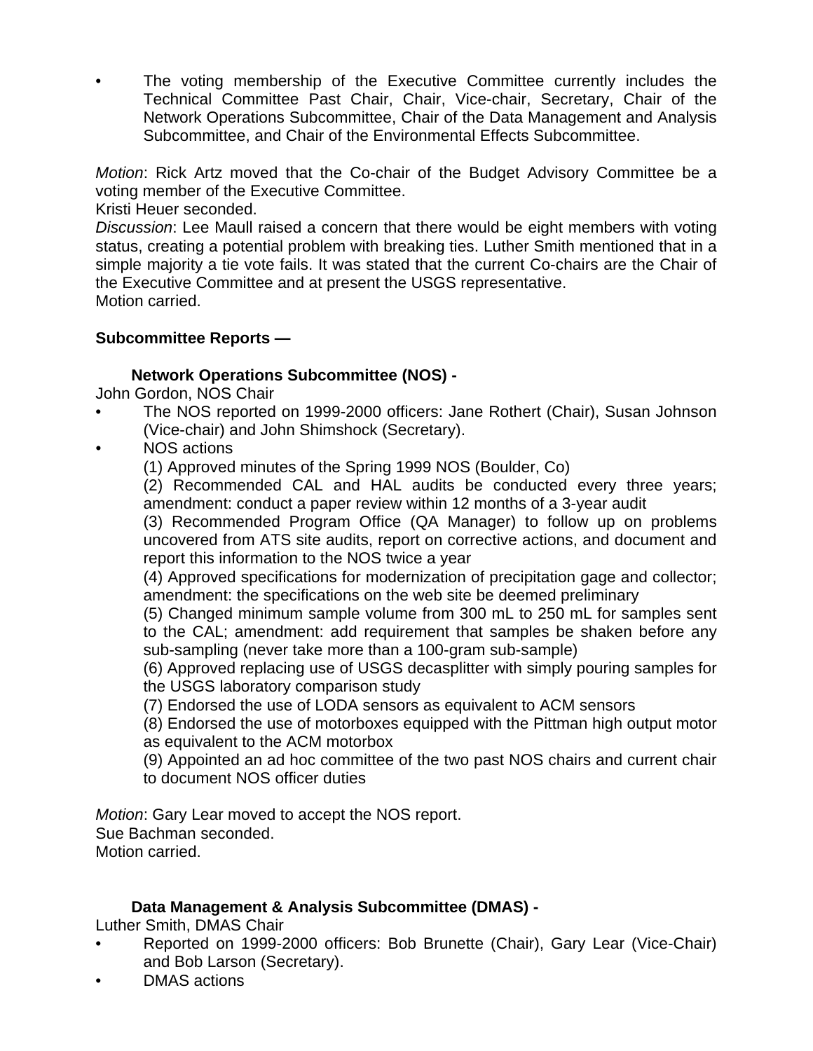- The voting membership of the Executive Committee currently includes the Technical Committee Past Chair, Chair, Vice-chair, Secretary, Chair of the Network Operations Subcommittee, Chair of the Data Management and Analysis Subcommittee, and Chair of the Environmental Effects Subcommittee.

*Motion*: Rick Artz moved that the Co-chair of the Budget Advisory Committee be a voting member of the Executive Committee.
Kristi Heuer seconded.
*Discussion*: Lee Maull raised a concern that there would be eight members with voting status, creating a potential problem with breaking ties. Luther Smith mentioned that in a simple majority a tie vote fails. It was stated that the current Co-chairs are the Chair of the Executive Committee and at present the USGS representative.
Motion carried.

**Subcommittee Reports —**

**Network Operations Subcommittee (NOS) -**
John Gordon, NOS Chair

- The NOS reported on 1999-2000 officers: Jane Rothert (Chair), Susan Johnson (Vice-chair) and John Shimshock (Secretary).
- NOS actions
  (1) Approved minutes of the Spring 1999 NOS (Boulder, Co)
  (2) Recommended CAL and HAL audits be conducted every three years; amendment: conduct a paper review within 12 months of a 3-year audit
  (3) Recommended Program Office (QA Manager) to follow up on problems uncovered from ATS site audits, report on corrective actions, and document and report this information to the NOS twice a year
  (4) Approved specifications for modernization of precipitation gage and collector; amendment: the specifications on the web site be deemed preliminary
  (5) Changed minimum sample volume from 300 mL to 250 mL for samples sent to the CAL; amendment: add requirement that samples be shaken before any sub-sampling (never take more than a 100-gram sub-sample)
  (6) Approved replacing use of USGS decasplitter with simply pouring samples for the USGS laboratory comparison study
  (7) Endorsed the use of LODA sensors as equivalent to ACM sensors
  (8) Endorsed the use of motorboxes equipped with the Pittman high output motor as equivalent to the ACM motorbox
  (9) Appointed an ad hoc committee of the two past NOS chairs and current chair to document NOS officer duties

*Motion*: Gary Lear moved to accept the NOS report.
Sue Bachman seconded.
Motion carried.

**Data Management & Analysis Subcommittee (DMAS) -**
Luther Smith, DMAS Chair

- Reported on 1999-2000 officers: Bob Brunette (Chair), Gary Lear (Vice-Chair) and Bob Larson (Secretary).
- DMAS actions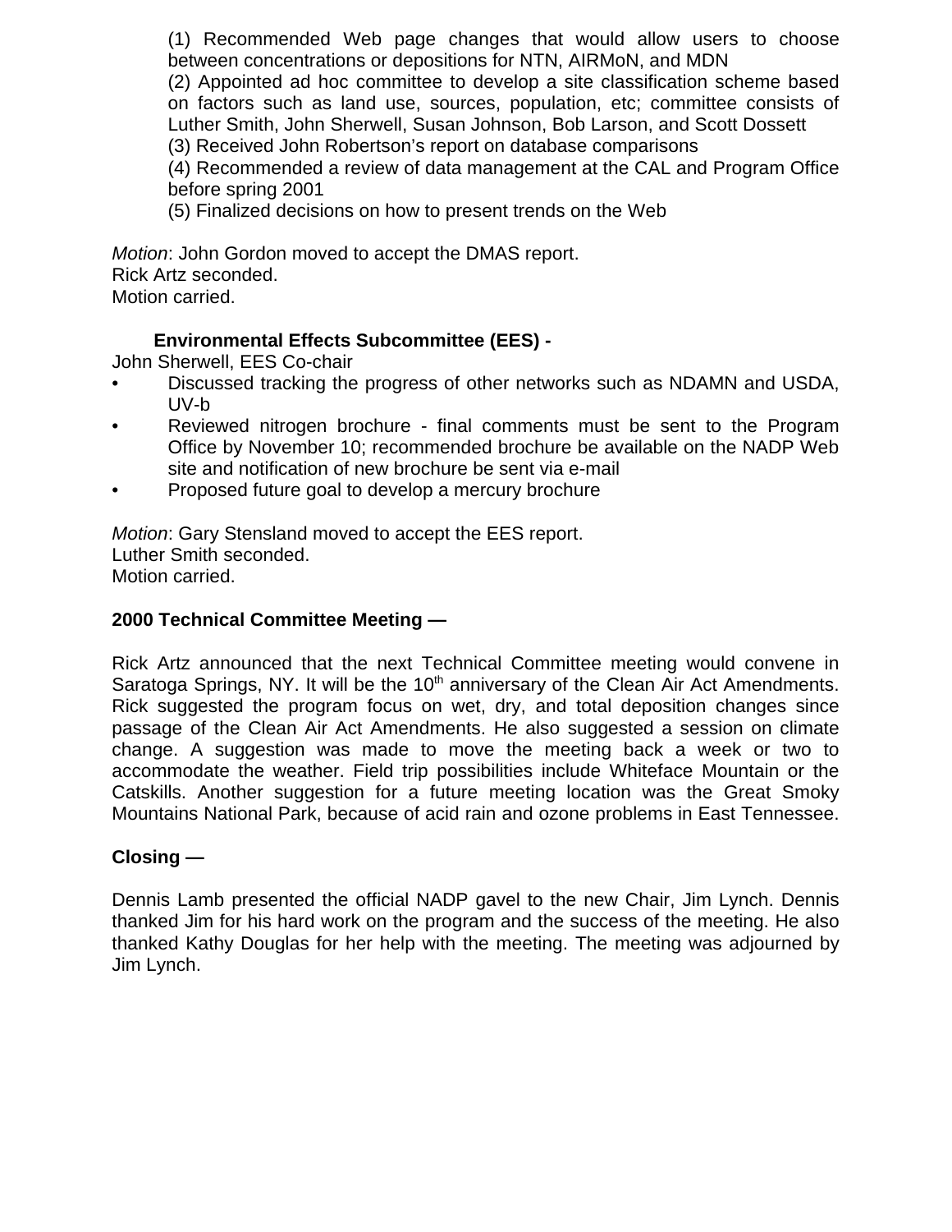(1) Recommended Web page changes that would allow users to choose between concentrations or depositions for NTN, AIRMoN, and MDN

(2) Appointed ad hoc committee to develop a site classification scheme based on factors such as land use, sources, population, etc; committee consists of Luther Smith, John Sherwell, Susan Johnson, Bob Larson, and Scott Dossett

(3) Received John Robertson's report on database comparisons

(4) Recommended a review of data management at the CAL and Program Office before spring 2001

(5) Finalized decisions on how to present trends on the Web

*Motion*: John Gordon moved to accept the DMAS report.
Rick Artz seconded.
Motion carried.

**Environmental Effects Subcommittee (EES) -**

John Sherwell, EES Co-chair

- Discussed tracking the progress of other networks such as NDAMN and USDA, UV-b
- Reviewed nitrogen brochure - final comments must be sent to the Program Office by November 10; recommended brochure be available on the NADP Web site and notification of new brochure be sent via e-mail
- Proposed future goal to develop a mercury brochure

*Motion*: Gary Stensland moved to accept the EES report.
Luther Smith seconded.
Motion carried.

**2000 Technical Committee Meeting —**

Rick Artz announced that the next Technical Committee meeting would convene in Saratoga Springs, NY. It will be the 10th anniversary of the Clean Air Act Amendments. Rick suggested the program focus on wet, dry, and total deposition changes since passage of the Clean Air Act Amendments. He also suggested a session on climate change. A suggestion was made to move the meeting back a week or two to accommodate the weather. Field trip possibilities include Whiteface Mountain or the Catskills. Another suggestion for a future meeting location was the Great Smoky Mountains National Park, because of acid rain and ozone problems in East Tennessee.

**Closing —**

Dennis Lamb presented the official NADP gavel to the new Chair, Jim Lynch. Dennis thanked Jim for his hard work on the program and the success of the meeting. He also thanked Kathy Douglas for her help with the meeting. The meeting was adjourned by Jim Lynch.